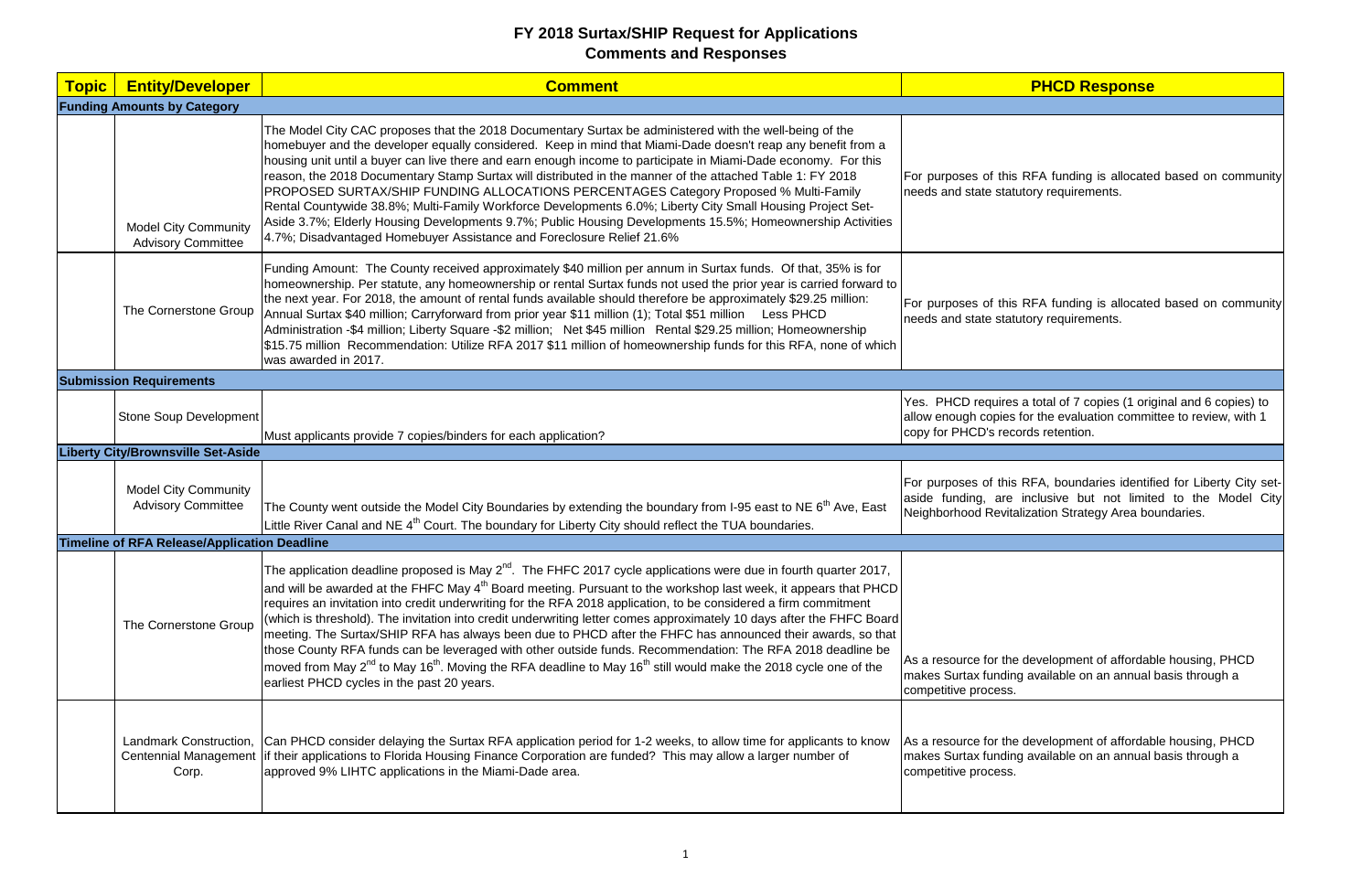# FY 2018 Surtax/SHIP Request for Applications
## Comments and Responses

| Topic | Entity/Developer | Comment | PHCD Response |
|---|---|---|---|
| **Funding Amounts by Category** | | | |
| | Model City Community Advisory Committee | The Model City CAC proposes that the 2018 Documentary Surtax be administered with the well-being of the homebuyer and the developer equally considered. Keep in mind that Miami-Dade doesn't reap any benefit from a housing unit until a buyer can live there and earn enough income to participate in Miami-Dade economy. For this reason, the 2018 Documentary Stamp Surtax will distributed in the manner of the attached Table 1: FY 2018 PROPOSED SURTAX/SHIP FUNDING ALLOCATIONS PERCENTAGES Category Proposed % Multi-Family Rental Countywide 38.8%; Multi-Family Workforce Developments 6.0%; Liberty City Small Housing Project Set-Aside 3.7%; Elderly Housing Developments 9.7%; Public Housing Developments 15.5%; Homeownership Activities 4.7%; Disadvantaged Homebuyer Assistance and Foreclosure Relief 21.6% | For purposes of this RFA funding is allocated based on community needs and state statutory requirements. |
| | The Cornerstone Group | Funding Amount: The County received approximately $40 million per annum in Surtax funds. Of that, 35% is for homeownership. Per statute, any homeownership or rental Surtax funds not used the prior year is carried forward to the next year. For 2018, the amount of rental funds available should therefore be approximately $29.25 million: Annual Surtax $40 million; Carryforward from prior year $11 million (1); Total $51 million Less PHCD Administration -$4 million; Liberty Square -$2 million; Net $45 million Rental $29.25 million; Homeownership $15.75 million Recommendation: Utilize RFA 2017 $11 million of homeownership funds for this RFA, none of which was awarded in 2017. | For purposes of this RFA funding is allocated based on community needs and state statutory requirements. |
| **Submission Requirements** | | | |
| | Stone Soup Development | Must applicants provide 7 copies/binders for each application? | Yes. PHCD requires a total of 7 copies (1 original and 6 copies) to allow enough copies for the evaluation committee to review, with 1 copy for PHCD's records retention. |
| **Liberty City/Brownsville Set-Aside** | | | |
| | Model City Community Advisory Committee | The County went outside the Model City Boundaries by extending the boundary from I-95 east to NE 6th Ave, East Little River Canal and NE 4th Court. The boundary for Liberty City should reflect the TUA boundaries. | For purposes of this RFA, boundaries identified for Liberty City set-aside funding, are inclusive but not limited to the Model City Neighborhood Revitalization Strategy Area boundaries. |
| **Timeline of RFA Release/Application Deadline** | | | |
| | The Cornerstone Group | The application deadline proposed is May 2nd. The FHFC 2017 cycle applications were due in fourth quarter 2017, and will be awarded at the FHFC May 4th Board meeting. Pursuant to the workshop last week, it appears that PHCD requires an invitation into credit underwriting for the RFA 2018 application, to be considered a firm commitment (which is threshold). The invitation into credit underwriting letter comes approximately 10 days after the FHFC Board meeting. The Surtax/SHIP RFA has always been due to PHCD after the FHFC has announced their awards, so that those County RFA funds can be leveraged with other outside funds. Recommendation: The RFA 2018 deadline be moved from May 2nd to May 16th. Moving the RFA deadline to May 16th still would make the 2018 cycle one of the earliest PHCD cycles in the past 20 years. | As a resource for the development of affordable housing, PHCD makes Surtax funding available on an annual basis through a competitive process. |
| | Landmark Construction, Centennial Management Corp. | Can PHCD consider delaying the Surtax RFA application period for 1-2 weeks, to allow time for applicants to know if their applications to Florida Housing Finance Corporation are funded? This may allow a larger number of approved 9% LIHTC applications in the Miami-Dade area. | As a resource for the development of affordable housing, PHCD makes Surtax funding available on an annual basis through a competitive process. |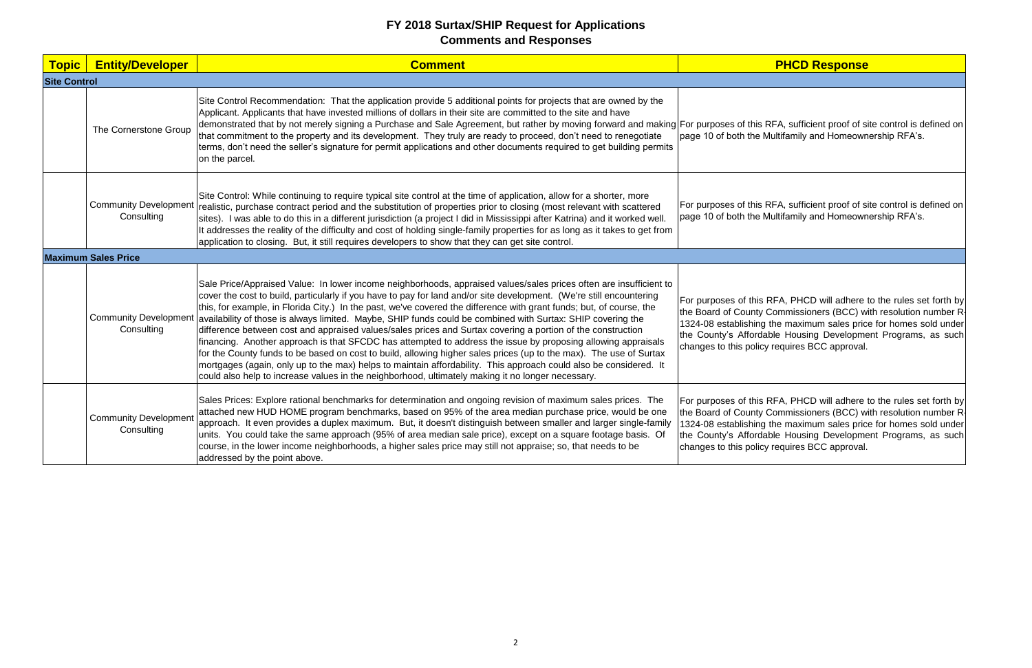# FY 2018 Surtax/SHIP Request for Applications
## Comments and Responses

| Topic | Entity/Developer | Comment | PHCD Response |
|---|---|---|---|
| **Site Control** | | | |
| | The Cornerstone Group | Site Control Recommendation: That the application provide 5 additional points for projects that are owned by the Applicant. Applicants that have invested millions of dollars in their site are committed to the site and have demonstrated that by not merely signing a Purchase and Sale Agreement, but rather by moving forward and making that commitment to the property and its development. They truly are ready to proceed, don't need to renegotiate terms, don't need the seller's signature for permit applications and other documents required to get building permits on the parcel. | For purposes of this RFA, sufficient proof of site control is defined on page 10 of both the Multifamily and Homeownership RFA's. |
| | Community Development Consulting | Site Control: While continuing to require typical site control at the time of application, allow for a shorter, more realistic, purchase contract period and the substitution of properties prior to closing (most relevant with scattered sites). I was able to do this in a different jurisdiction (a project I did in Mississippi after Katrina) and it worked well. It addresses the reality of the difficulty and cost of holding single-family properties for as long as it takes to get from application to closing. But, it still requires developers to show that they can get site control. | For purposes of this RFA, sufficient proof of site control is defined on page 10 of both the Multifamily and Homeownership RFA's. |
| **Maximum Sales Price** | | | |
| | Community Development Consulting | Sale Price/Appraised Value: In lower income neighborhoods, appraised values/sales prices often are insufficient to cover the cost to build, particularly if you have to pay for land and/or site development. (We're still encountering this, for example, in Florida City.) In the past, we've covered the difference with grant funds; but, of course, the availability of those is always limited. Maybe, SHIP funds could be combined with Surtax: SHIP covering the difference between cost and appraised values/sales prices and Surtax covering a portion of the construction financing. Another approach is that SFCDC has attempted to address the issue by proposing allowing appraisals for the County funds to be based on cost to build, allowing higher sales prices (up to the max). The use of Surtax mortgages (again, only up to the max) helps to maintain affordability. This approach could also be considered. It could also help to increase values in the neighborhood, ultimately making it no longer necessary. | For purposes of this RFA, PHCD will adhere to the rules set forth by the Board of County Commissioners (BCC) with resolution number R-1324-08 establishing the maximum sales price for homes sold under the County's Affordable Housing Development Programs, as such changes to this policy requires BCC approval. |
| | Community Development Consulting | Sales Prices: Explore rational benchmarks for determination and ongoing revision of maximum sales prices. The attached new HUD HOME program benchmarks, based on 95% of the area median purchase price, would be one approach. It even provides a duplex maximum. But, it doesn't distinguish between smaller and larger single-family units. You could take the same approach (95% of area median sale price), except on a square footage basis. Of course, in the lower income neighborhoods, a higher sales price may still not appraise; so, that needs to be addressed by the point above. | For purposes of this RFA, PHCD will adhere to the rules set forth by the Board of County Commissioners (BCC) with resolution number R-1324-08 establishing the maximum sales price for homes sold under the County's Affordable Housing Development Programs, as such changes to this policy requires BCC approval. |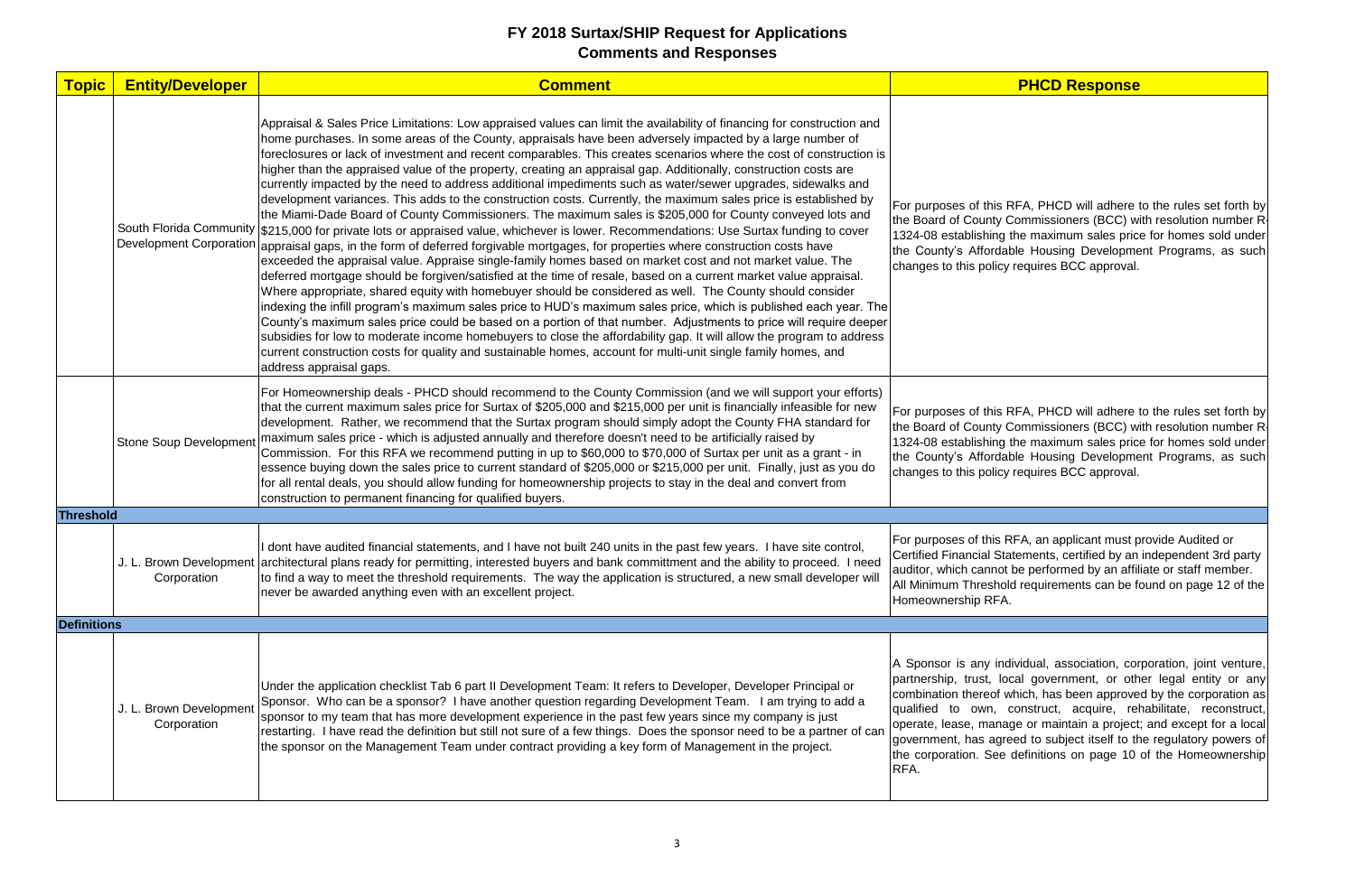# FY 2018 Surtax/SHIP Request for Applications
## Comments and Responses

| Topic | Entity/Developer | Comment | PHCD Response |
|---|---|---|---|
| | South Florida Community Development Corporation | Appraisal & Sales Price Limitations: Low appraised values can limit the availability of financing for construction and home purchases. In some areas of the County, appraisals have been adversely impacted by a large number of foreclosures or lack of investment and recent comparables. This creates scenarios where the cost of construction is higher than the appraised value of the property, creating an appraisal gap. Additionally, construction costs are currently impacted by the need to address additional impediments such as water/sewer upgrades, sidewalks and development variances. This adds to the construction costs. Currently, the maximum sales price is established by the Miami-Dade Board of County Commissioners. The maximum sales is $205,000 for County conveyed lots and $215,000 for private lots or appraised value, whichever is lower. Recommendations: Use Surtax funding to cover appraisal gaps, in the form of deferred forgivable mortgages, for properties where construction costs have exceeded the appraisal value. Appraise single-family homes based on market cost and not market value. The deferred mortgage should be forgiven/satisfied at the time of resale, based on a current market value appraisal. Where appropriate, shared equity with homebuyer should be considered as well. The County should consider indexing the infill program's maximum sales price to HUD's maximum sales price, which is published each year. The County's maximum sales price could be based on a portion of that number. Adjustments to price will require deeper subsidies for low to moderate income homebuyers to close the affordability gap. It will allow the program to address current construction costs for quality and sustainable homes, account for multi-unit single family homes, and address appraisal gaps. | For purposes of this RFA, PHCD will adhere to the rules set forth by the Board of County Commissioners (BCC) with resolution number R-1324-08 establishing the maximum sales price for homes sold under the County's Affordable Housing Development Programs, as such changes to this policy requires BCC approval. |
| | Stone Soup Development | For Homeownership deals - PHCD should recommend to the County Commission (and we will support your efforts) that the current maximum sales price for Surtax of $205,000 and $215,000 per unit is financially infeasible for new development. Rather, we recommend that the Surtax program should simply adopt the County FHA standard for maximum sales price - which is adjusted annually and therefore doesn't need to be artificially raised by Commission. For this RFA we recommend putting in up to $60,000 to $70,000 of Surtax per unit as a grant - in essence buying down the sales price to current standard of $205,000 or $215,000 per unit. Finally, just as you do for all rental deals, you should allow funding for homeownership projects to stay in the deal and convert from construction to permanent financing for qualified buyers. | For purposes of this RFA, PHCD will adhere to the rules set forth by the Board of County Commissioners (BCC) with resolution number R-1324-08 establishing the maximum sales price for homes sold under the County's Affordable Housing Development Programs, as such changes to this policy requires BCC approval. |
| **Threshold** | | | |
| | J. L. Brown Development Corporation | I dont have audited financial statements, and I have not built 240 units in the past few years. I have site control, architectural plans ready for permitting, interested buyers and bank committment and the ability to proceed. I need to find a way to meet the threshold requirements. The way the application is structured, a new small developer will never be awarded anything even with an excellent project. | For purposes of this RFA, an applicant must provide Audited or Certified Financial Statements, certified by an independent 3rd party auditor, which cannot be performed by an affiliate or staff member. All Minimum Threshold requirements can be found on page 12 of the Homeownership RFA. |
| **Definitions** | | | |
| | J. L. Brown Development Corporation | Under the application checklist Tab 6 part II Development Team: It refers to Developer, Developer Principal or Sponsor. Who can be a sponsor? I have another question regarding Development Team. I am trying to add a sponsor to my team that has more development experience in the past few years since my company is just restarting. I have read the definition but still not sure of a few things. Does the sponsor need to be a partner of can the sponsor on the Management Team under contract providing a key form of Management in the project. | A Sponsor is any individual, association, corporation, joint venture, partnership, trust, local government, or other legal entity or any combination thereof which, has been approved by the corporation as qualified to own, construct, acquire, rehabilitate, reconstruct, operate, lease, manage or maintain a project; and except for a local government, has agreed to subject itself to the regulatory powers of the corporation. See definitions on page 10 of the Homeownership RFA. |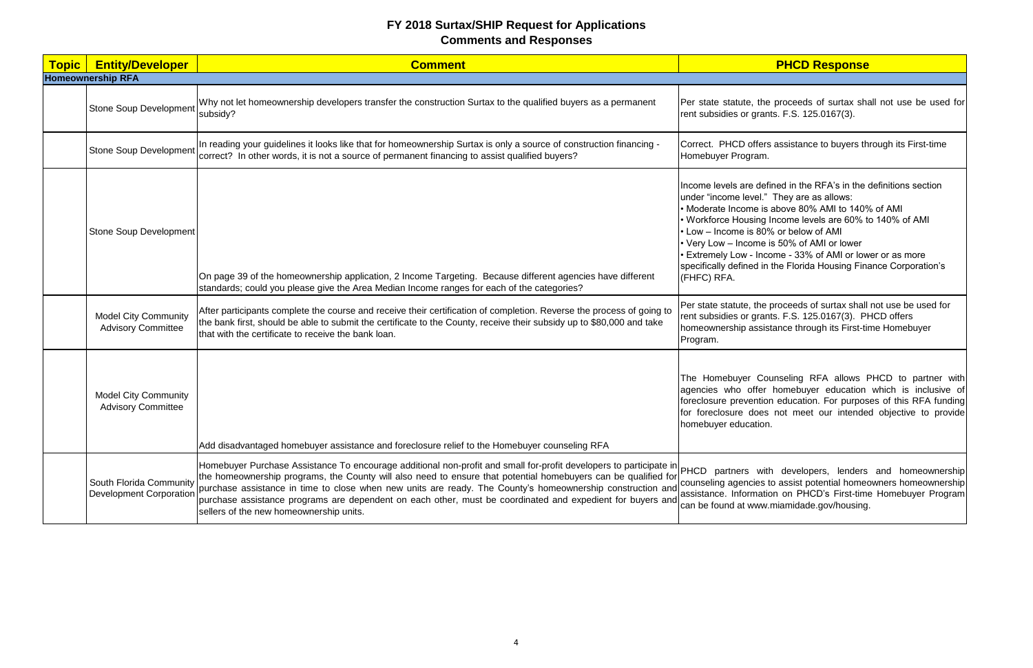# FY 2018 Surtax/SHIP Request for Applications
## Comments and Responses

| Topic | Entity/Developer | Comment | PHCD Response |
|---|---|---|---|
| **Homeownership RFA** | | | |
| | Stone Soup Development | Why not let homeownership developers transfer the construction Surtax to the qualified buyers as a permanent subsidy? | Per state statute, the proceeds of surtax shall not use be used for rent subsidies or grants. F.S. 125.0167(3). |
| | Stone Soup Development | In reading your guidelines it looks like that for homeownership Surtax is only a source of construction financing - correct? In other words, it is not a source of permanent financing to assist qualified buyers? | Correct. PHCD offers assistance to buyers through its First-time Homebuyer Program. |
| | Stone Soup Development | On page 39 of the homeownership application, 2 Income Targeting. Because different agencies have different standards; could you please give the Area Median Income ranges for each of the categories? | Income levels are defined in the RFA's in the definitions section under "income level." They are as allows:<br>• Moderate Income is above 80% AMI to 140% of AMI<br>• Workforce Housing Income levels are 60% to 140% of AMI<br>• Low – Income is 80% or below of AMI<br>• Very Low – Income is 50% of AMI or lower<br>• Extremely Low - Income - 33% of AMI or lower or as more specifically defined in the Florida Housing Finance Corporation's (FHFC) RFA. |
| | Model City Community Advisory Committee | After participants complete the course and receive their certification of completion. Reverse the process of going to the bank first, should be able to submit the certificate to the County, receive their subsidy up to $80,000 and take that with the certificate to receive the bank loan. | Per state statute, the proceeds of surtax shall not use be used for rent subsidies or grants. F.S. 125.0167(3). PHCD offers homeownership assistance through its First-time Homebuyer Program. |
| | Model City Community Advisory Committee | Add disadvantaged homebuyer assistance and foreclosure relief to the Homebuyer counseling RFA | The Homebuyer Counseling RFA allows PHCD to partner with agencies who offer homebuyer education which is inclusive of foreclosure prevention education. For purposes of this RFA funding for foreclosure does not meet our intended objective to provide homebuyer education. |
| | South Florida Community Development Corporation | Homebuyer Purchase Assistance To encourage additional non-profit and small for-profit developers to participate in the homeownership programs, the County will also need to ensure that potential homebuyers can be qualified for purchase assistance in time to close when new units are ready. The County's homeownership construction and purchase assistance programs are dependent on each other, must be coordinated and expedient for buyers and sellers of the new homeownership units. | PHCD partners with developers, lenders and homeownership counseling agencies to assist potential homeowners homeownership assistance. Information on PHCD's First-time Homebuyer Program can be found at www.miamidade.gov/housing. |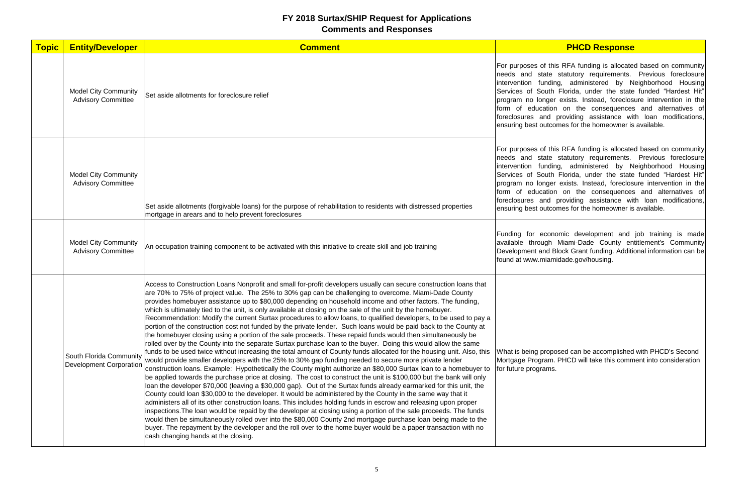# FY 2018 Surtax/SHIP Request for Applications
## Comments and Responses

| Topic | Entity/Developer | Comment | PHCD Response |
|---|---|---|---|
| | Model City Community Advisory Committee | Set aside allotments for foreclosure relief | For purposes of this RFA funding is allocated based on community needs and state statutory requirements. Previous foreclosure intervention funding, administered by Neighborhood Housing Services of South Florida, under the state funded "Hardest Hit" program no longer exists. Instead, foreclosure intervention in the form of education on the consequences and alternatives of foreclosures and providing assistance with loan modifications, ensuring best outcomes for the homeowner is available. |
| | Model City Community Advisory Committee | Set aside allotments (forgivable loans) for the purpose of rehabilitation to residents with distressed properties mortgage in arears and to help prevent foreclosures | For purposes of this RFA funding is allocated based on community needs and state statutory requirements. Previous foreclosure intervention funding, administered by Neighborhood Housing Services of South Florida, under the state funded "Hardest Hit" program no longer exists. Instead, foreclosure intervention in the form of education on the consequences and alternatives of foreclosures and providing assistance with loan modifications, ensuring best outcomes for the homeowner is available. |
| | Model City Community Advisory Committee | An occupation training component to be activated with this initiative to create skill and job training | Funding for economic development and job training is made available through Miami-Dade County entitlement's Community Development and Block Grant funding. Additional information can be found at www.miamidade.gov/housing. |
| | South Florida Community Development Corporation | Access to Construction Loans Nonprofit and small for-profit developers usually can secure construction loans that are 70% to 75% of project value. The 25% to 30% gap can be challenging to overcome. Miami-Dade County provides homebuyer assistance up to $80,000 depending on household income and other factors. The funding, which is ultimately tied to the unit, is only available at closing on the sale of the unit by the homebuyer. Recommendation: Modify the current Surtax procedures to allow loans, to qualified developers, to be used to pay a portion of the construction cost not funded by the private lender. Such loans would be paid back to the County at the homebuyer closing using a portion of the sale proceeds. These repaid funds would then simultaneously be rolled over by the County into the separate Surtax purchase loan to the buyer. Doing this would allow the same funds to be used twice without increasing the total amount of County funds allocated for the housing unit. Also, this would provide smaller developers with the 25% to 30% gap funding needed to secure more private lender construction loans. Example: Hypothetically the County might authorize an $80,000 Surtax loan to a homebuyer to be applied towards the purchase price at closing. The cost to construct the unit is $100,000 but the bank will only loan the developer $70,000 (leaving a $30,000 gap). Out of the Surtax funds already earmarked for this unit, the County could loan $30,000 to the developer. It would be administered by the County in the same way that it administers all of its other construction loans. This includes holding funds in escrow and releasing upon proper inspections.The loan would be repaid by the developer at closing using a portion of the sale proceeds. The funds would then be simultaneously rolled over into the $80,000 County 2nd mortgage purchase loan being made to the buyer. The repayment by the developer and the roll over to the home buyer would be a paper transaction with no cash changing hands at the closing. | What is being proposed can be accomplished with PHCD's Second Mortgage Program. PHCD will take this comment into consideration for future programs. |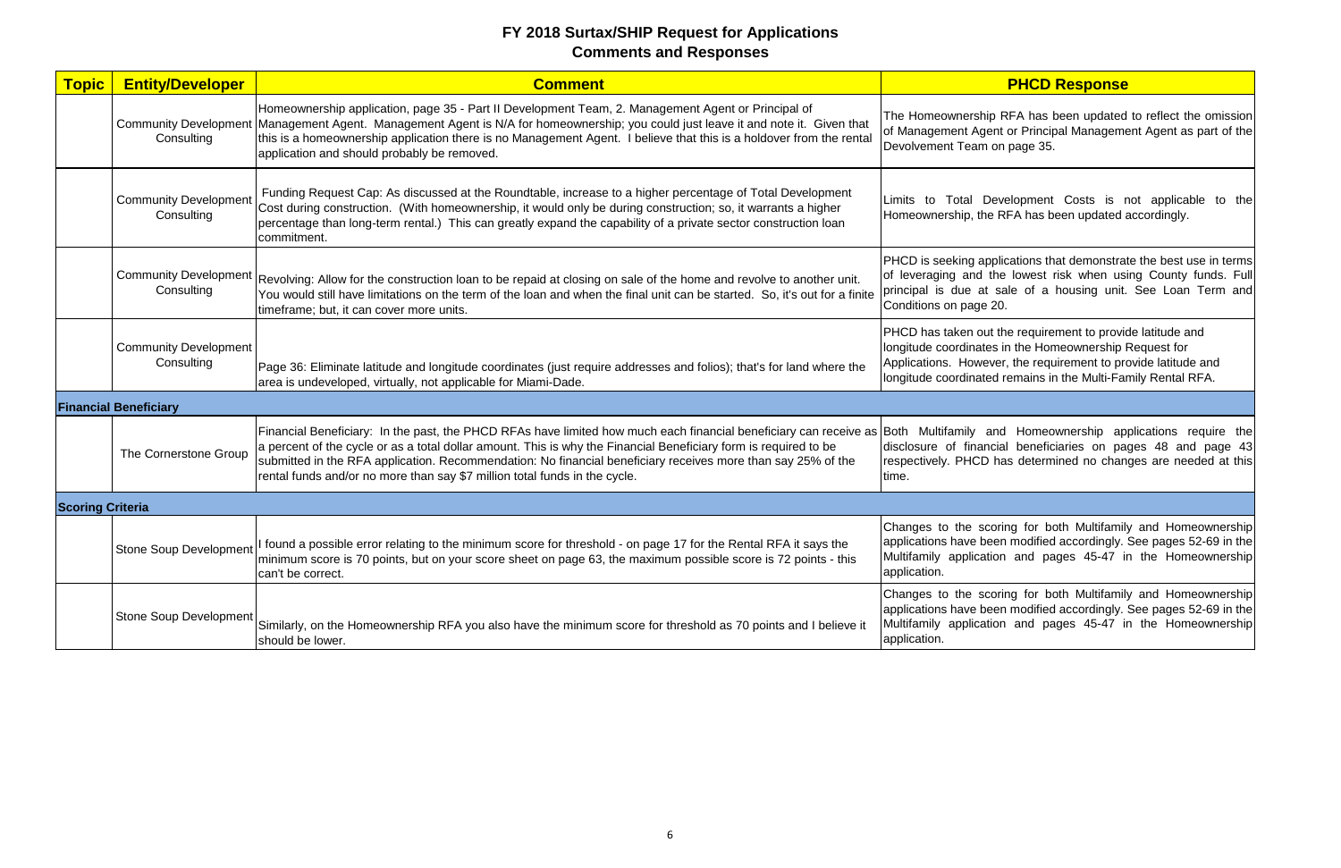# FY 2018 Surtax/SHIP Request for Applications
## Comments and Responses

| Topic | Entity/Developer | Comment | PHCD Response |
|---|---|---|---|
| | Community Development Consulting | Homeownership application, page 35 - Part II Development Team, 2. Management Agent or Principal of Management Agent. Management Agent is N/A for homeownership; you could just leave it and note it. Given that this is a homeownership application there is no Management Agent. I believe that this is a holdover from the rental application and should probably be removed. | The Homeownership RFA has been updated to reflect the omission of Management Agent or Principal Management Agent as part of the Devolvement Team on page 35. |
| | Community Development Consulting | Funding Request Cap: As discussed at the Roundtable, increase to a higher percentage of Total Development Cost during construction. (With homeownership, it would only be during construction; so, it warrants a higher percentage than long-term rental.) This can greatly expand the capability of a private sector construction loan commitment. | Limits to Total Development Costs is not applicable to the Homeownership, the RFA has been updated accordingly. |
| | Community Development Consulting | Revolving: Allow for the construction loan to be repaid at closing on sale of the home and revolve to another unit. You would still have limitations on the term of the loan and when the final unit can be started. So, it's out for a finite timeframe; but, it can cover more units. | PHCD is seeking applications that demonstrate the best use in terms of leveraging and the lowest risk when using County funds. Full principal is due at sale of a housing unit. See Loan Term and Conditions on page 20. |
| | Community Development Consulting | Page 36: Eliminate latitude and longitude coordinates (just require addresses and folios); that's for land where the area is undeveloped, virtually, not applicable for Miami-Dade. | PHCD has taken out the requirement to provide latitude and longitude coordinates in the Homeownership Request for Applications. However, the requirement to provide latitude and longitude coordinated remains in the Multi-Family Rental RFA. |
| **Financial Beneficiary** | | | |
| | The Cornerstone Group | Financial Beneficiary: In the past, the PHCD RFAs have limited how much each financial beneficiary can receive as a percent of the cycle or as a total dollar amount. This is why the Financial Beneficiary form is required to be submitted in the RFA application. Recommendation: No financial beneficiary receives more than say 25% of the rental funds and/or no more than say $7 million total funds in the cycle. | Both Multifamily and Homeownership applications require the disclosure of financial beneficiaries on pages 48 and page 43 respectively. PHCD has determined no changes are needed at this time. |
| **Scoring Criteria** | | | |
| | Stone Soup Development | I found a possible error relating to the minimum score for threshold - on page 17 for the Rental RFA it says the minimum score is 70 points, but on your score sheet on page 63, the maximum possible score is 72 points - this can't be correct. | Changes to the scoring for both Multifamily and Homeownership applications have been modified accordingly. See pages 52-69 in the Multifamily application and pages 45-47 in the Homeownership application. |
| | Stone Soup Development | Similarly, on the Homeownership RFA you also have the minimum score for threshold as 70 points and I believe it should be lower. | Changes to the scoring for both Multifamily and Homeownership applications have been modified accordingly. See pages 52-69 in the Multifamily application and pages 45-47 in the Homeownership application. |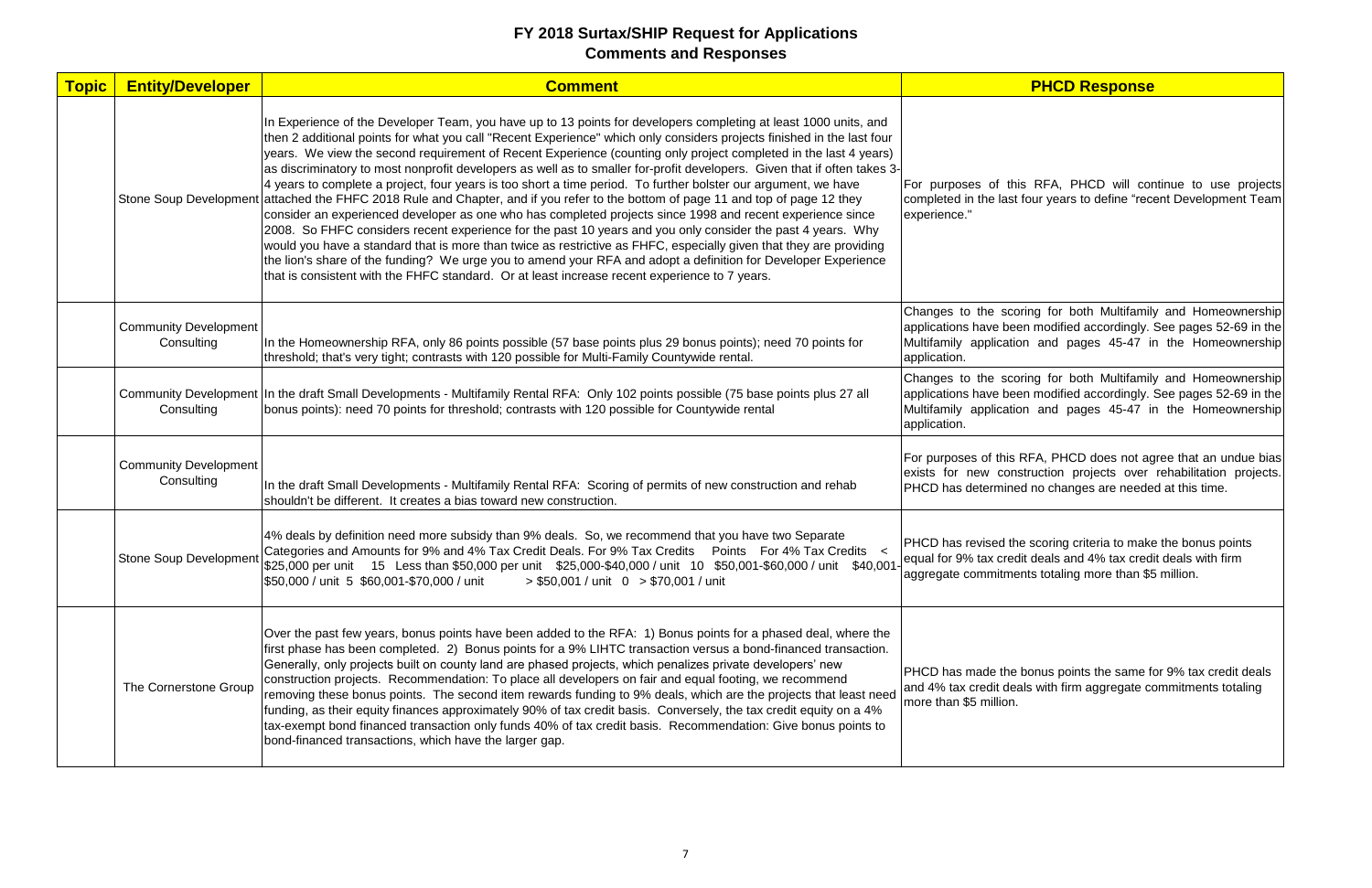# FY 2018 Surtax/SHIP Request for Applications
## Comments and Responses

| Topic | Entity/Developer | Comment | PHCD Response |
|---|---|---|---|
| | Stone Soup Development | In Experience of the Developer Team, you have up to 13 points for developers completing at least 1000 units, and then 2 additional points for what you call "Recent Experience" which only considers projects finished in the last four years. We view the second requirement of Recent Experience (counting only project completed in the last 4 years) as discriminatory to most nonprofit developers as well as to smaller for-profit developers. Given that if often takes 3-4 years to complete a project, four years is too short a time period. To further bolster our argument, we have attached the FHFC 2018 Rule and Chapter, and if you refer to the bottom of page 11 and top of page 12 they consider an experienced developer as one who has completed projects since 1998 and recent experience since 2008. So FHFC considers recent experience for the past 10 years and you only consider the past 4 years. Why would you have a standard that is more than twice as restrictive as FHFC, especially given that they are providing the lion's share of the funding? We urge you to amend your RFA and adopt a definition for Developer Experience that is consistent with the FHFC standard. Or at least increase recent experience to 7 years. | For purposes of this RFA, PHCD will continue to use projects completed in the last four years to define "recent Development Team experience." |
| | Community Development Consulting | In the Homeownership RFA, only 86 points possible (57 base points plus 29 bonus points); need 70 points for threshold; that's very tight; contrasts with 120 possible for Multi-Family Countywide rental. | Changes to the scoring for both Multifamily and Homeownership applications have been modified accordingly. See pages 52-69 in the Multifamily application and pages 45-47 in the Homeownership application. |
| | Community Development Consulting | In the draft Small Developments - Multifamily Rental RFA: Only 102 points possible (75 base points plus 27 all bonus points): need 70 points for threshold; contrasts with 120 possible for Countywide rental | Changes to the scoring for both Multifamily and Homeownership applications have been modified accordingly. See pages 52-69 in the Multifamily application and pages 45-47 in the Homeownership application. |
| | Community Development Consulting | In the draft Small Developments - Multifamily Rental RFA: Scoring of permits of new construction and rehab shouldn't be different. It creates a bias toward new construction. | For purposes of this RFA, PHCD does not agree that an undue bias exists for new construction projects over rehabilitation projects. PHCD has determined no changes are needed at this time. |
| | Stone Soup Development | 4% deals by definition need more subsidy than 9% deals. So, we recommend that you have two Separate Categories and Amounts for 9% and 4% Tax Credit Deals. For 9% Tax Credits Points For 4% Tax Credits < $25,000 per unit 15 Less than $50,000 per unit $25,000-$40,000 / unit 10 $50,001-$60,000 / unit $40,001-$50,000 / unit 5 $60,001-$70,000 / unit > $50,001 / unit 0 > $70,001 / unit | PHCD has revised the scoring criteria to make the bonus points equal for 9% tax credit deals and 4% tax credit deals with firm aggregate commitments totaling more than $5 million. |
| | The Cornerstone Group | Over the past few years, bonus points have been added to the RFA: 1) Bonus points for a phased deal, where the first phase has been completed. 2) Bonus points for a 9% LIHTC transaction versus a bond-financed transaction. Generally, only projects built on county land are phased projects, which penalizes private developers' new construction projects. Recommendation: To place all developers on fair and equal footing, we recommend removing these bonus points. The second item rewards funding to 9% deals, which are the projects that least need funding, as their equity finances approximately 90% of tax credit basis. Conversely, the tax credit equity on a 4% tax-exempt bond financed transaction only funds 40% of tax credit basis. Recommendation: Give bonus points to bond-financed transactions, which have the larger gap. | PHCD has made the bonus points the same for 9% tax credit deals and 4% tax credit deals with firm aggregate commitments totaling more than $5 million. |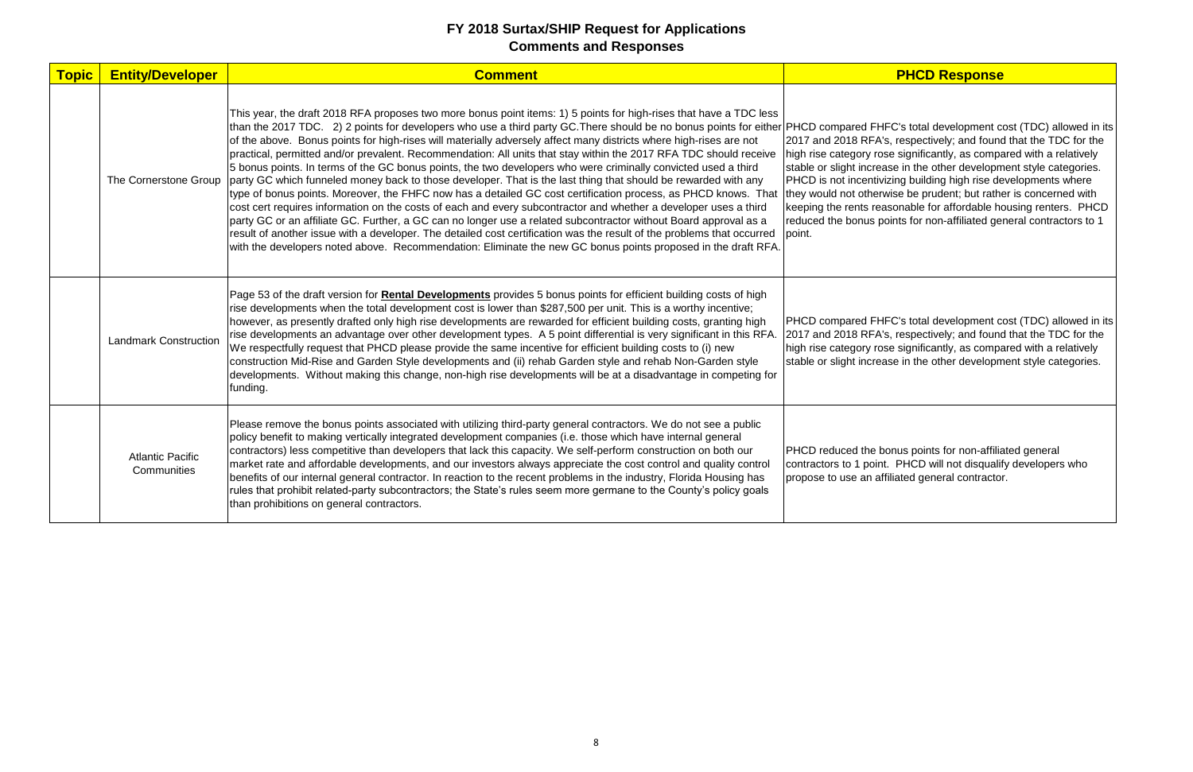# FY 2018 Surtax/SHIP Request for Applications
## Comments and Responses

| Topic | Entity/Developer | Comment | PHCD Response |
|---|---|---|---|
| | The Cornerstone Group | This year, the draft 2018 RFA proposes two more bonus point items: 1) 5 points for high-rises that have a TDC less than the 2017 TDC. 2) 2 points for developers who use a third party GC.There should be no bonus points for either of the above. Bonus points for high-rises will materially adversely affect many districts where high-rises are not practical, permitted and/or prevalent. Recommendation: All units that stay within the 2017 RFA TDC should receive 5 bonus points. In terms of the GC bonus points, the two developers who were criminally convicted used a third party GC which funneled money back to those developer. That is the last thing that should be rewarded with any type of bonus points. Moreover, the FHFC now has a detailed GC cost certification process, as PHCD knows. That cost cert requires information on the costs of each and every subcontractor and whether a developer uses a third party GC or an affiliate GC. Further, a GC can no longer use a related subcontractor without Board approval as a result of another issue with a developer. The detailed cost certification was the result of the problems that occurred with the developers noted above. Recommendation: Eliminate the new GC bonus points proposed in the draft RFA. | PHCD compared FHFC's total development cost (TDC) allowed in its 2017 and 2018 RFA's, respectively; and found that the TDC for the high rise category rose significantly, as compared with a relatively stable or slight increase in the other development style categories. PHCD is not incentivizing building high rise developments where they would not otherwise be prudent; but rather is concerned with keeping the rents reasonable for affordable housing renters. PHCD reduced the bonus points for non-affiliated general contractors to 1 point. |
| | Landmark Construction | Page 53 of the draft version for **Rental Developments** provides 5 bonus points for efficient building costs of high rise developments when the total development cost is lower than $287,500 per unit. This is a worthy incentive; however, as presently drafted only high rise developments are rewarded for efficient building costs, granting high rise developments an advantage over other development types. A 5 point differential is very significant in this RFA. We respectfully request that PHCD please provide the same incentive for efficient building costs to (i) new construction Mid-Rise and Garden Style developments and (ii) rehab Garden style and rehab Non-Garden style developments. Without making this change, non-high rise developments will be at a disadvantage in competing for funding. | PHCD compared FHFC's total development cost (TDC) allowed in its 2017 and 2018 RFA's, respectively; and found that the TDC for the high rise category rose significantly, as compared with a relatively stable or slight increase in the other development style categories. |
| | Atlantic Pacific Communities | Please remove the bonus points associated with utilizing third-party general contractors. We do not see a public policy benefit to making vertically integrated development companies (i.e. those which have internal general contractors) less competitive than developers that lack this capacity. We self-perform construction on both our market rate and affordable developments, and our investors always appreciate the cost control and quality control benefits of our internal general contractor. In reaction to the recent problems in the industry, Florida Housing has rules that prohibit related-party subcontractors; the State's rules seem more germane to the County's policy goals than prohibitions on general contractors. | PHCD reduced the bonus points for non-affiliated general contractors to 1 point. PHCD will not disqualify developers who propose to use an affiliated general contractor. |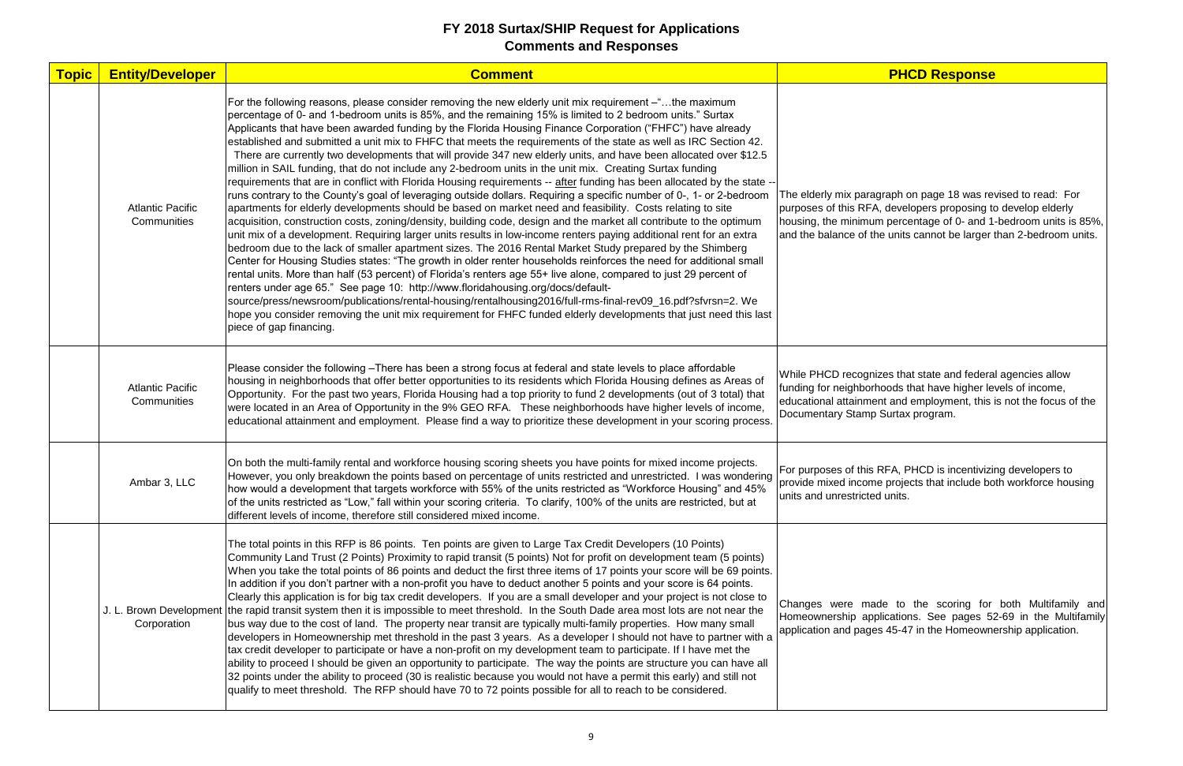# FY 2018 Surtax/SHIP Request for Applications
## Comments and Responses

| Topic | Entity/Developer | Comment | PHCD Response |
|---|---|---|---|
| | Atlantic Pacific Communities | For the following reasons, please consider removing the new elderly unit mix requirement –"…the maximum percentage of 0- and 1-bedroom units is 85%, and the remaining 15% is limited to 2 bedroom units." Surtax Applicants that have been awarded funding by the Florida Housing Finance Corporation ("FHFC") have already established and submitted a unit mix to FHFC that meets the requirements of the state as well as IRC Section 42. There are currently two developments that will provide 347 new elderly units, and have been allocated over $12.5 million in SAIL funding, that do not include any 2-bedroom units in the unit mix. Creating Surtax funding requirements that are in conflict with Florida Housing requirements -- after funding has been allocated by the state -- runs contrary to the County's goal of leveraging outside dollars. Requiring a specific number of 0-, 1- or 2-bedroom apartments for elderly developments should be based on market need and feasibility. Costs relating to site acquisition, construction costs, zoning/density, building code, design and the market all contribute to the optimum unit mix of a development. Requiring larger units results in low-income renters paying additional rent for an extra bedroom due to the lack of smaller apartment sizes. The 2016 Rental Market Study prepared by the Shimberg Center for Housing Studies states: "The growth in older renter households reinforces the need for additional small rental units. More than half (53 percent) of Florida's renters age 55+ live alone, compared to just 29 percent of renters under age 65." See page 10: http://www.floridahousing.org/docs/default-source/press/newsroom/publications/rental-housing/rentalhousing2016/full-rms-final-rev09_16.pdf?sfvrsn=2. We hope you consider removing the unit mix requirement for FHFC funded elderly developments that just need this last piece of gap financing. | The elderly mix paragraph on page 18 was revised to read: For purposes of this RFA, developers proposing to develop elderly housing, the minimum percentage of 0- and 1-bedroom units is 85%, and the balance of the units cannot be larger than 2-bedroom units. |
| | Atlantic Pacific Communities | Please consider the following –There has been a strong focus at federal and state levels to place affordable housing in neighborhoods that offer better opportunities to its residents which Florida Housing defines as Areas of Opportunity. For the past two years, Florida Housing had a top priority to fund 2 developments (out of 3 total) that were located in an Area of Opportunity in the 9% GEO RFA. These neighborhoods have higher levels of income, educational attainment and employment. Please find a way to prioritize these development in your scoring process. | While PHCD recognizes that state and federal agencies allow funding for neighborhoods that have higher levels of income, educational attainment and employment, this is not the focus of the Documentary Stamp Surtax program. |
| | Ambar 3, LLC | On both the multi-family rental and workforce housing scoring sheets you have points for mixed income projects. However, you only breakdown the points based on percentage of units restricted and unrestricted. I was wondering how would a development that targets workforce with 55% of the units restricted as "Workforce Housing" and 45% of the units restricted as "Low," fall within your scoring criteria. To clarify, 100% of the units are restricted, but at different levels of income, therefore still considered mixed income. | For purposes of this RFA, PHCD is incentivizing developers to provide mixed income projects that include both workforce housing units and unrestricted units. |
| | J. L. Brown Development Corporation | The total points in this RFP is 86 points. Ten points are given to Large Tax Credit Developers (10 Points) Community Land Trust (2 Points) Proximity to rapid transit (5 points) Not for profit on development team (5 points) When you take the total points of 86 points and deduct the first three items of 17 points your score will be 69 points. In addition if you don't partner with a non-profit you have to deduct another 5 points and your score is 64 points. Clearly this application is for big tax credit developers. If you are a small developer and your project is not close to the rapid transit system then it is impossible to meet threshold. In the South Dade area most lots are not near the bus way due to the cost of land. The property near transit are typically multi-family properties. How many small developers in Homeownership met threshold in the past 3 years. As a developer I should not have to partner with a tax credit developer to participate or have a non-profit on my development team to participate. If I have met the ability to proceed I should be given an opportunity to participate. The way the points are structure you can have all 32 points under the ability to proceed (30 is realistic because you would not have a permit this early) and still not qualify to meet threshold. The RFP should have 70 to 72 points possible for all to reach to be considered. | Changes were made to the scoring for both Multifamily and Homeownership applications. See pages 52-69 in the Multifamily application and pages 45-47 in the Homeownership application. |